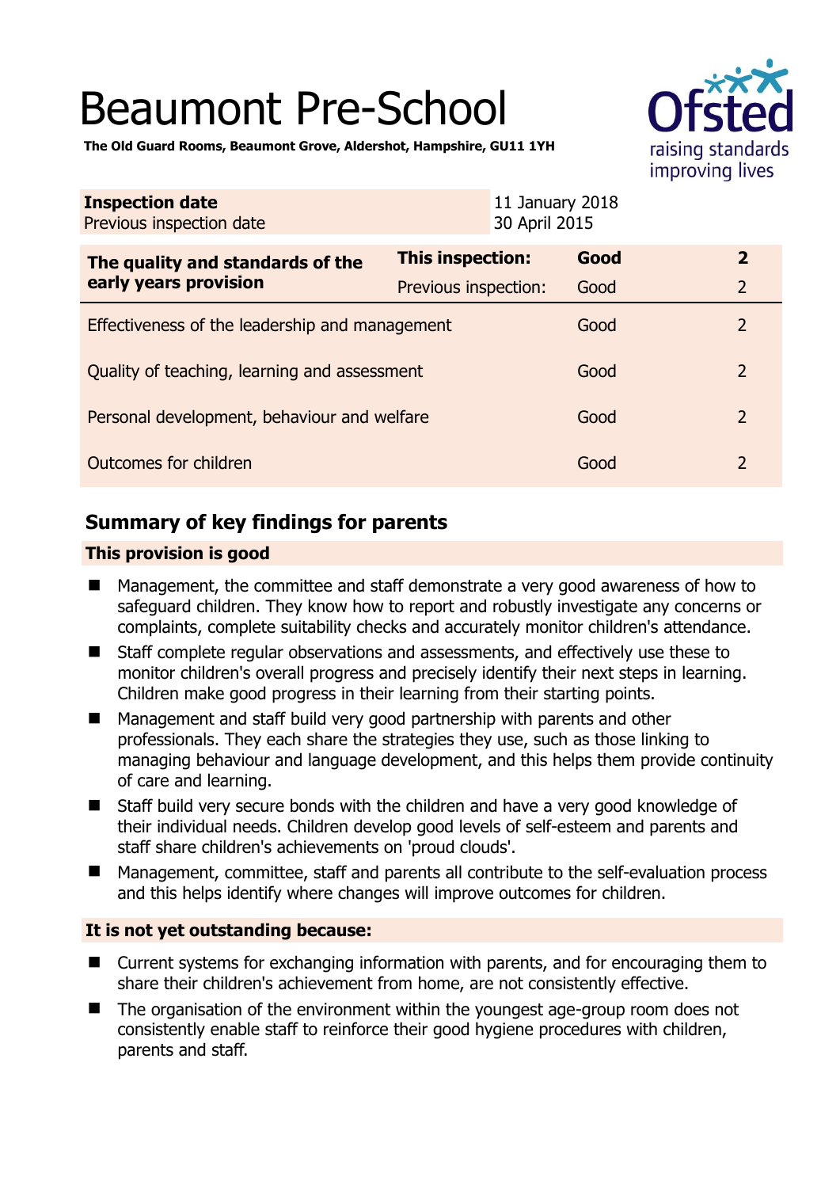# Beaumont Pre-School

**The Old Guard Rooms, Beaumont Grove, Aldershot, Hampshire, GU11 1YH**

| | |
|---|---|
| **Inspection date** | 11 January 2018 |
| Previous inspection date | 30 April 2015 |

| | | | |
|---|---|---|---|
| **The quality and standards of the early years provision** | **This inspection:** | **Good** | **2** |
| | Previous inspection: | Good | 2 |
| Effectiveness of the leadership and management | | Good | 2 |
| Quality of teaching, learning and assessment | | Good | 2 |
| Personal development, behaviour and welfare | | Good | 2 |
| Outcomes for children | | Good | 2 |

## Summary of key findings for parents

### This provision is good

- Management, the committee and staff demonstrate a very good awareness of how to safeguard children. They know how to report and robustly investigate any concerns or complaints, complete suitability checks and accurately monitor children's attendance.
- Staff complete regular observations and assessments, and effectively use these to monitor children's overall progress and precisely identify their next steps in learning. Children make good progress in their learning from their starting points.
- Management and staff build very good partnership with parents and other professionals. They each share the strategies they use, such as those linking to managing behaviour and language development, and this helps them provide continuity of care and learning.
- Staff build very secure bonds with the children and have a very good knowledge of their individual needs. Children develop good levels of self-esteem and parents and staff share children's achievements on 'proud clouds'.
- Management, committee, staff and parents all contribute to the self-evaluation process and this helps identify where changes will improve outcomes for children.

### It is not yet outstanding because:

- Current systems for exchanging information with parents, and for encouraging them to share their children's achievement from home, are not consistently effective.
- The organisation of the environment within the youngest age-group room does not consistently enable staff to reinforce their good hygiene procedures with children, parents and staff.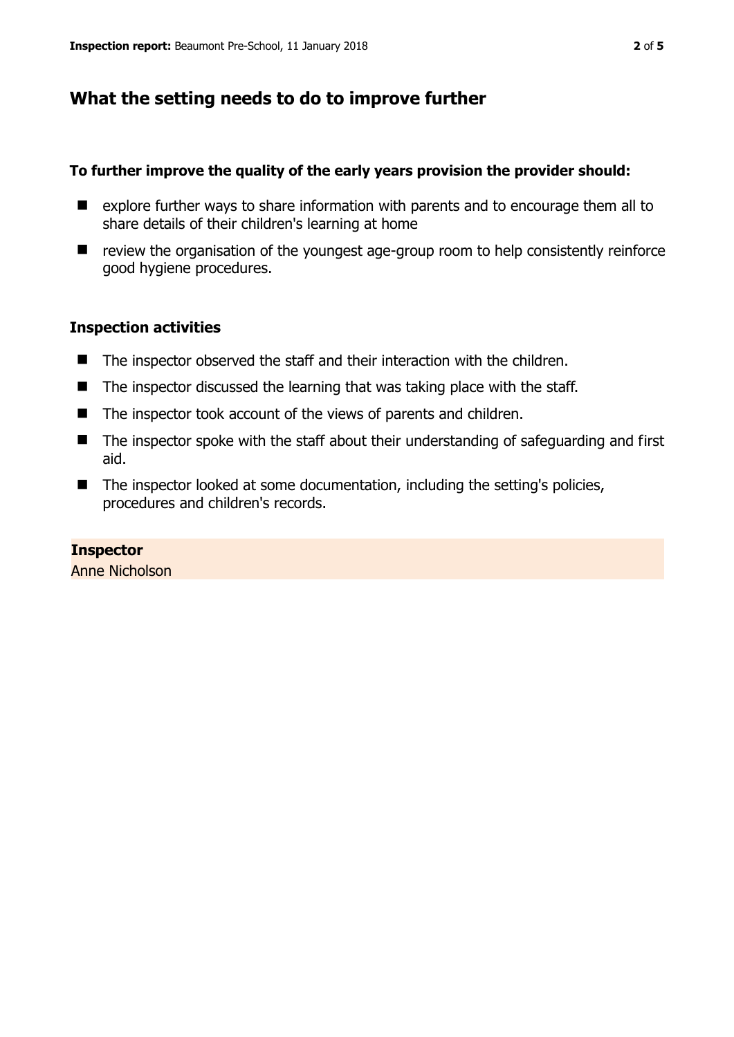## What the setting needs to do to improve further

**To further improve the quality of the early years provision the provider should:**

- explore further ways to share information with parents and to encourage them all to share details of their children's learning at home
- review the organisation of the youngest age-group room to help consistently reinforce good hygiene procedures.

### Inspection activities

- The inspector observed the staff and their interaction with the children.
- The inspector discussed the learning that was taking place with the staff.
- The inspector took account of the views of parents and children.
- The inspector spoke with the staff about their understanding of safeguarding and first aid.
- The inspector looked at some documentation, including the setting's policies, procedures and children's records.

**Inspector**
Anne Nicholson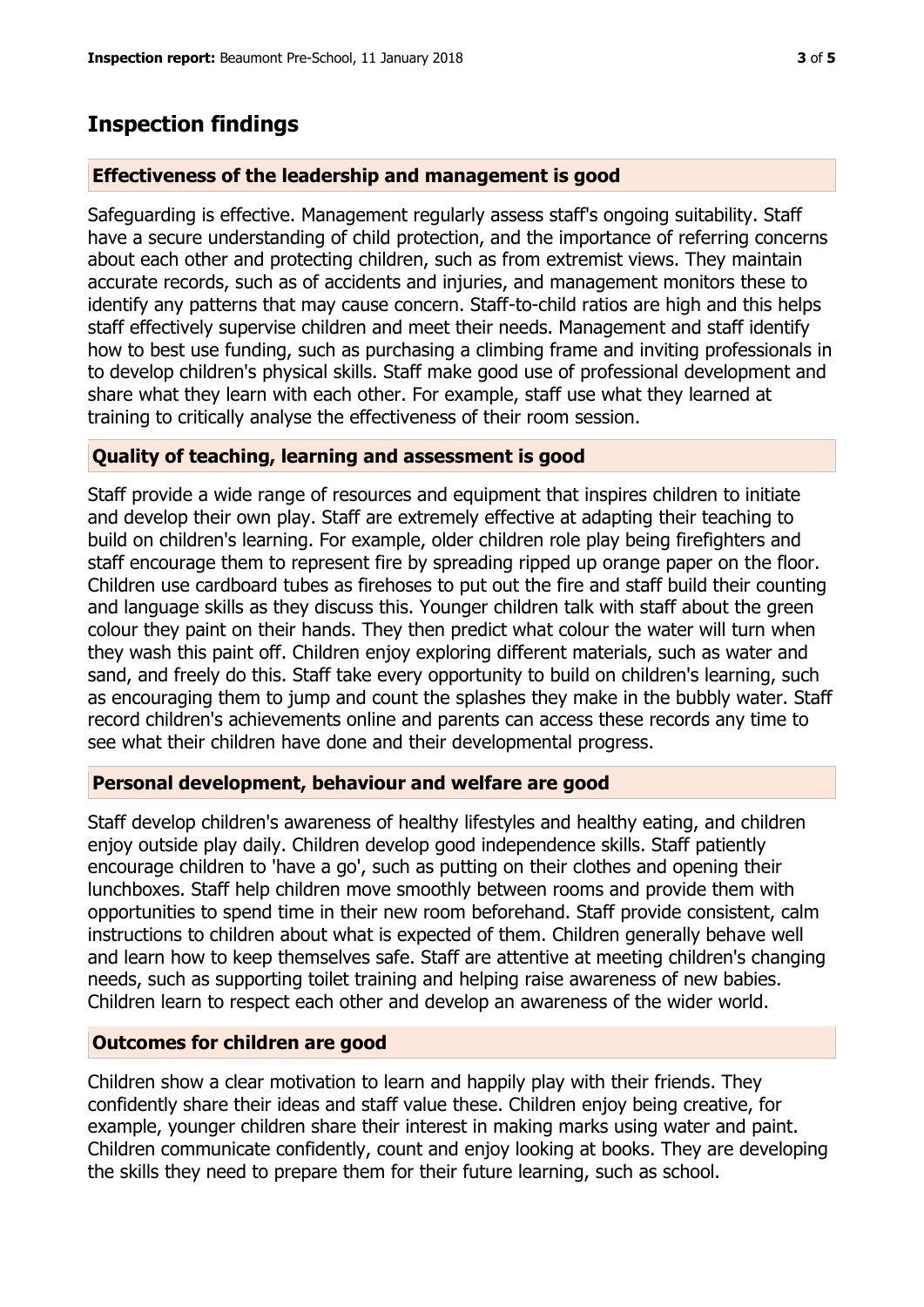## Inspection findings

### Effectiveness of the leadership and management is good

Safeguarding is effective. Management regularly assess staff's ongoing suitability. Staff have a secure understanding of child protection, and the importance of referring concerns about each other and protecting children, such as from extremist views. They maintain accurate records, such as of accidents and injuries, and management monitors these to identify any patterns that may cause concern. Staff-to-child ratios are high and this helps staff effectively supervise children and meet their needs. Management and staff identify how to best use funding, such as purchasing a climbing frame and inviting professionals in to develop children's physical skills. Staff make good use of professional development and share what they learn with each other. For example, staff use what they learned at training to critically analyse the effectiveness of their room session.

### Quality of teaching, learning and assessment is good

Staff provide a wide range of resources and equipment that inspires children to initiate and develop their own play. Staff are extremely effective at adapting their teaching to build on children's learning. For example, older children role play being firefighters and staff encourage them to represent fire by spreading ripped up orange paper on the floor. Children use cardboard tubes as firehoses to put out the fire and staff build their counting and language skills as they discuss this. Younger children talk with staff about the green colour they paint on their hands. They then predict what colour the water will turn when they wash this paint off. Children enjoy exploring different materials, such as water and sand, and freely do this. Staff take every opportunity to build on children's learning, such as encouraging them to jump and count the splashes they make in the bubbly water. Staff record children's achievements online and parents can access these records any time to see what their children have done and their developmental progress.

### Personal development, behaviour and welfare are good

Staff develop children's awareness of healthy lifestyles and healthy eating, and children enjoy outside play daily. Children develop good independence skills. Staff patiently encourage children to 'have a go', such as putting on their clothes and opening their lunchboxes. Staff help children move smoothly between rooms and provide them with opportunities to spend time in their new room beforehand. Staff provide consistent, calm instructions to children about what is expected of them. Children generally behave well and learn how to keep themselves safe. Staff are attentive at meeting children's changing needs, such as supporting toilet training and helping raise awareness of new babies. Children learn to respect each other and develop an awareness of the wider world.

### Outcomes for children are good

Children show a clear motivation to learn and happily play with their friends. They confidently share their ideas and staff value these. Children enjoy being creative, for example, younger children share their interest in making marks using water and paint. Children communicate confidently, count and enjoy looking at books. They are developing the skills they need to prepare them for their future learning, such as school.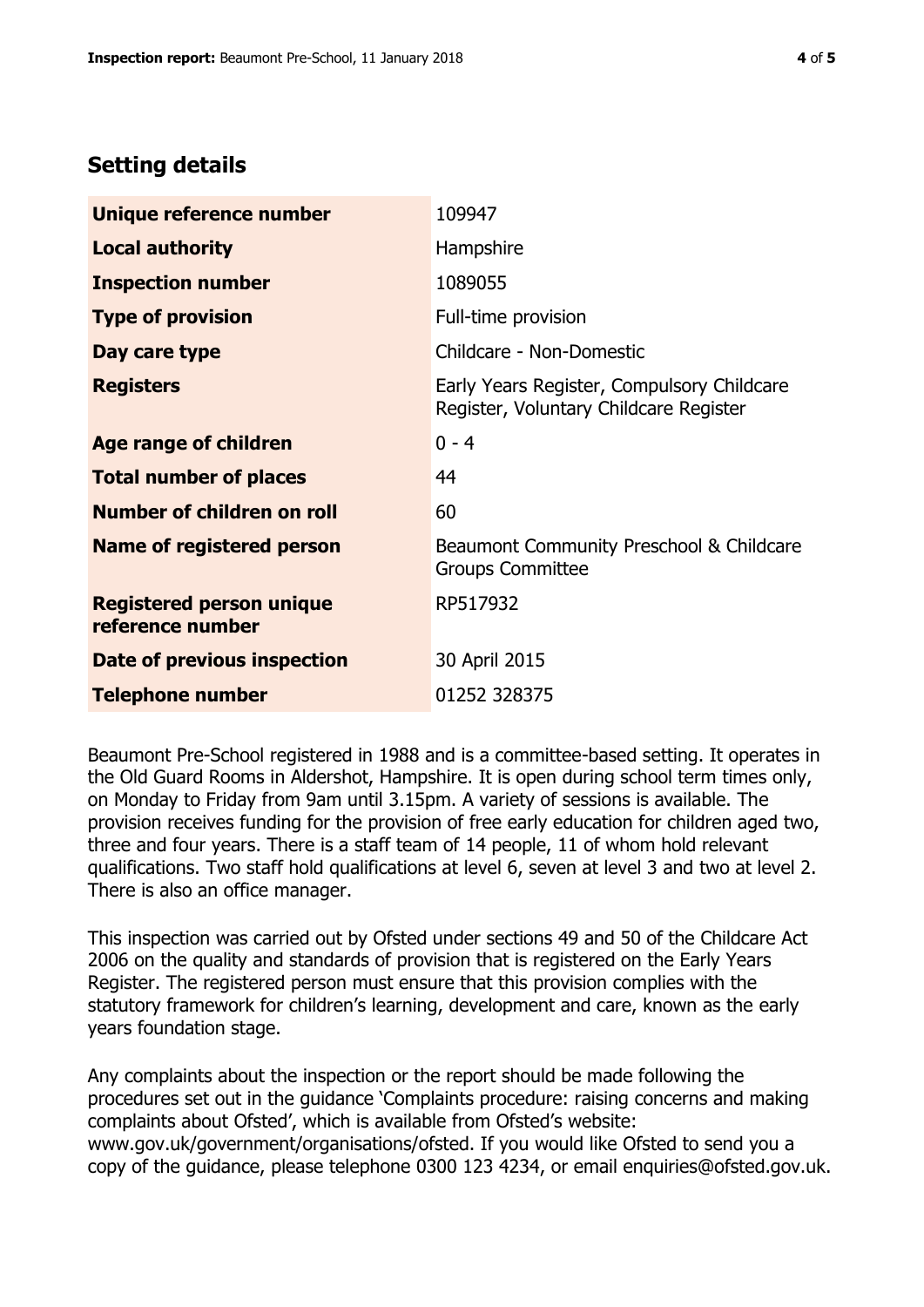## Setting details

| | |
|---|---|
| **Unique reference number** | 109947 |
| **Local authority** | Hampshire |
| **Inspection number** | 1089055 |
| **Type of provision** | Full-time provision |
| **Day care type** | Childcare - Non-Domestic |
| **Registers** | Early Years Register, Compulsory Childcare Register, Voluntary Childcare Register |
| **Age range of children** | 0 - 4 |
| **Total number of places** | 44 |
| **Number of children on roll** | 60 |
| **Name of registered person** | Beaumont Community Preschool & Childcare Groups Committee |
| **Registered person unique reference number** | RP517932 |
| **Date of previous inspection** | 30 April 2015 |
| **Telephone number** | 01252 328375 |

Beaumont Pre-School registered in 1988 and is a committee-based setting. It operates in the Old Guard Rooms in Aldershot, Hampshire. It is open during school term times only, on Monday to Friday from 9am until 3.15pm. A variety of sessions is available. The provision receives funding for the provision of free early education for children aged two, three and four years. There is a staff team of 14 people, 11 of whom hold relevant qualifications. Two staff hold qualifications at level 6, seven at level 3 and two at level 2. There is also an office manager.

This inspection was carried out by Ofsted under sections 49 and 50 of the Childcare Act 2006 on the quality and standards of provision that is registered on the Early Years Register. The registered person must ensure that this provision complies with the statutory framework for children's learning, development and care, known as the early years foundation stage.

Any complaints about the inspection or the report should be made following the procedures set out in the guidance 'Complaints procedure: raising concerns and making complaints about Ofsted', which is available from Ofsted's website: www.gov.uk/government/organisations/ofsted. If you would like Ofsted to send you a copy of the guidance, please telephone 0300 123 4234, or email enquiries@ofsted.gov.uk.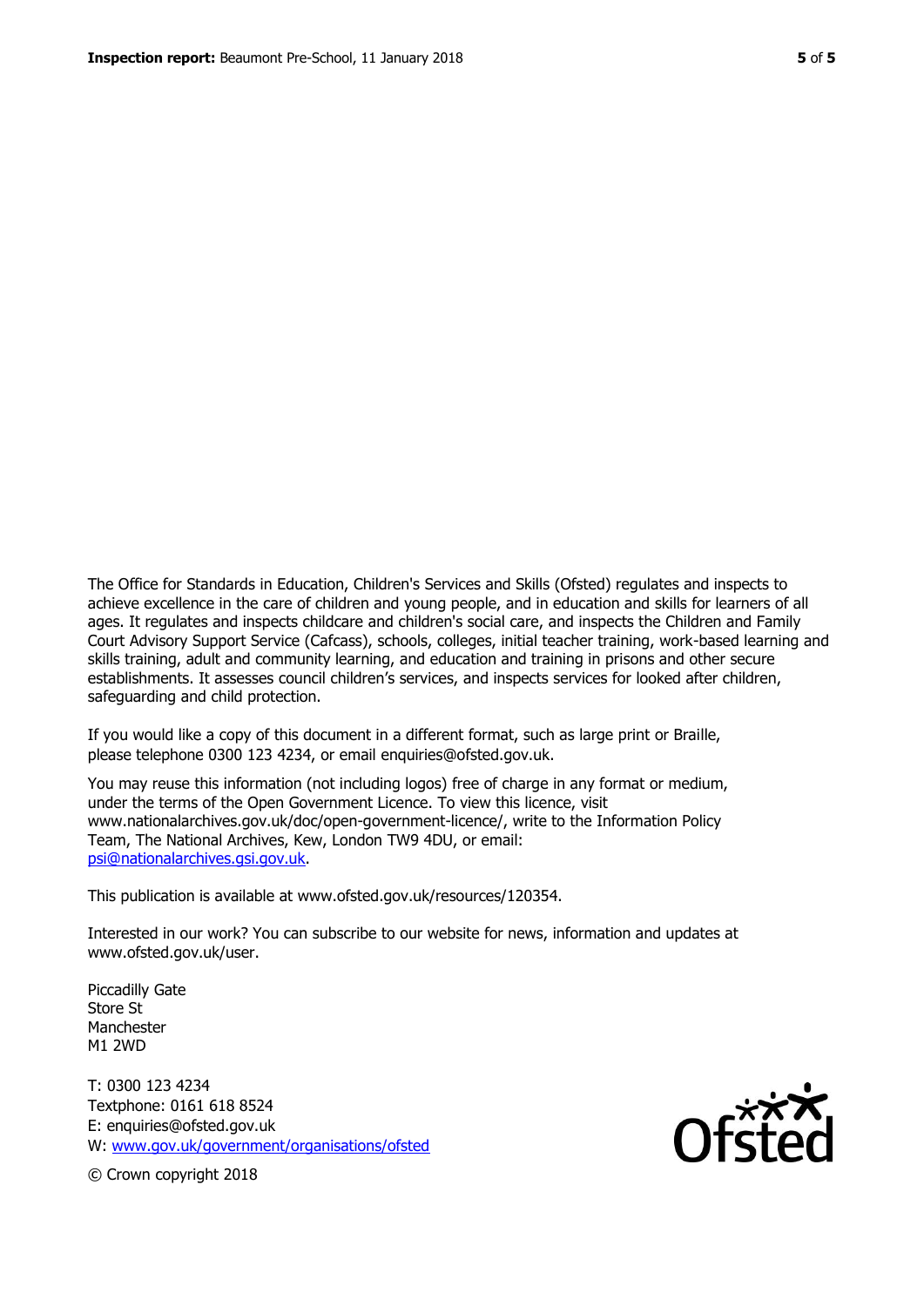The Office for Standards in Education, Children's Services and Skills (Ofsted) regulates and inspects to achieve excellence in the care of children and young people, and in education and skills for learners of all ages. It regulates and inspects childcare and children's social care, and inspects the Children and Family Court Advisory Support Service (Cafcass), schools, colleges, initial teacher training, work-based learning and skills training, adult and community learning, and education and training in prisons and other secure establishments. It assesses council children's services, and inspects services for looked after children, safeguarding and child protection.

If you would like a copy of this document in a different format, such as large print or Braille, please telephone 0300 123 4234, or email enquiries@ofsted.gov.uk.

You may reuse this information (not including logos) free of charge in any format or medium, under the terms of the Open Government Licence. To view this licence, visit www.nationalarchives.gov.uk/doc/open-government-licence/, write to the Information Policy Team, The National Archives, Kew, London TW9 4DU, or email: psi@nationalarchives.gsi.gov.uk.

This publication is available at www.ofsted.gov.uk/resources/120354.

Interested in our work? You can subscribe to our website for news, information and updates at www.ofsted.gov.uk/user.

Piccadilly Gate
Store St
Manchester
M1 2WD

T: 0300 123 4234
Textphone: 0161 618 8524
E: enquiries@ofsted.gov.uk
W: www.gov.uk/government/organisations/ofsted

© Crown copyright 2018